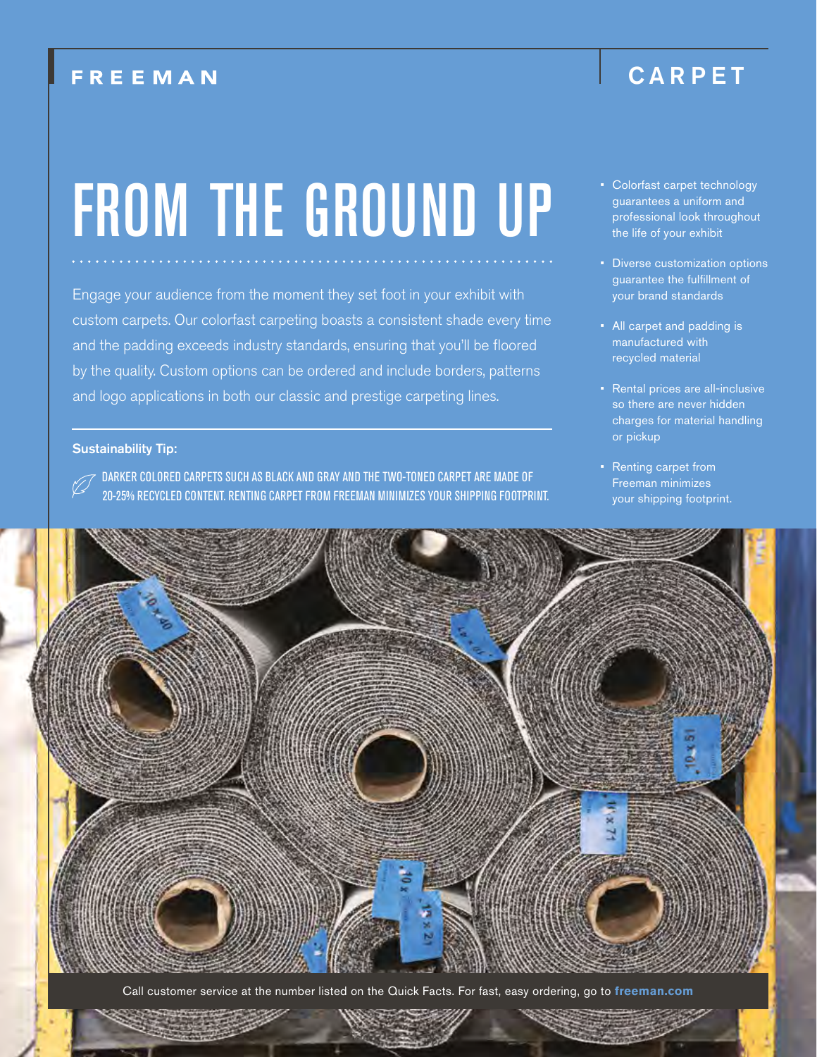FREEMAN

CARPET

# FROM THE GROUND UP

Engage your audience from the moment they set foot in your exhibit with custom carpets. Our colorfast carpeting boasts a consistent shade every time and the padding exceeds industry standards, ensuring that you'll be floored by the quality. Custom options can be ordered and include borders, patterns and logo applications in both our classic and prestige carpeting lines.

**Sustainability Tip:**

DARKER COLORED CARPETS SUCH AS BLACK AND GRAY AND THE TWO-TONED CARPET ARE MADE OF 20-25% RECYCLED CONTENT. RENTING CARPET FROM FREEMAN MINIMIZES YOUR SHIPPING FOOTPRINT.

- Colorfast carpet technology guarantees a uniform and professional look throughout the life of your exhibit
- Diverse customization options guarantee the fulfillment of your brand standards
- All carpet and padding is manufactured with recycled material
- Rental prices are all-inclusive so there are never hidden charges for material handling or pickup
- Renting carpet from Freeman minimizes your shipping footprint.

Call customer service at the number listed on the Quick Facts. For fast, easy ordering, go to **freeman.com**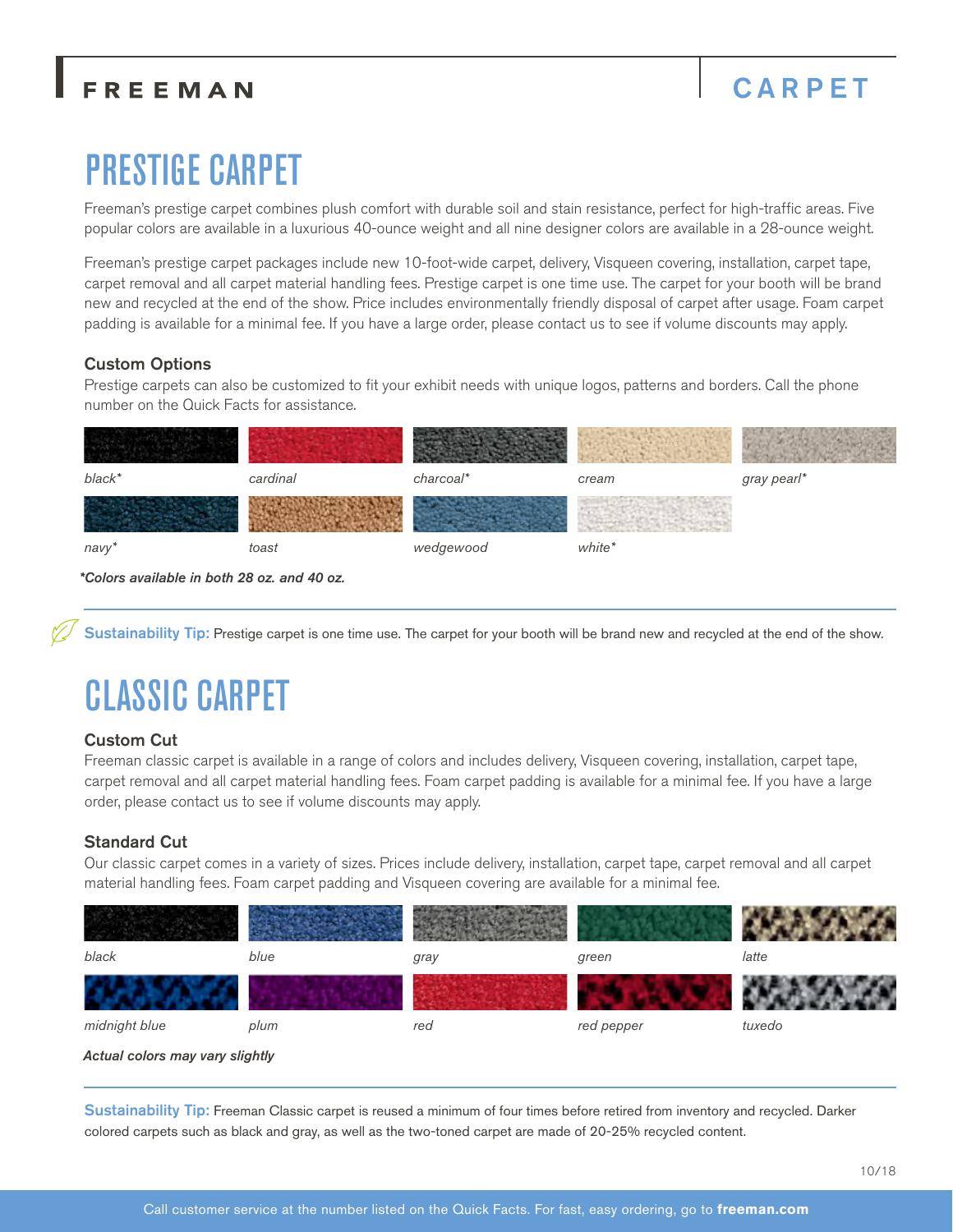FREEMAN

# CARPET

## PRESTIGE CARPET

Freeman's prestige carpet combines plush comfort with durable soil and stain resistance, perfect for high-traffic areas. Five popular colors are available in a luxurious 40-ounce weight and all nine designer colors are available in a 28-ounce weight.

Freeman's prestige carpet packages include new 10-foot-wide carpet, delivery, Visqueen covering, installation, carpet tape, carpet removal and all carpet material handling fees. Prestige carpet is one time use. The carpet for your booth will be brand new and recycled at the end of the show. Price includes environmentally friendly disposal of carpet after usage. Foam carpet padding is available for a minimal fee. If you have a large order, please contact us to see if volume discounts may apply.

### Custom Options

Prestige carpets can also be customized to fit your exhibit needs with unique logos, patterns and borders. Call the phone number on the Quick Facts for assistance.

*black**, *cardinal*, *charcoal**, *cream*, *gray pearl**

*navy**, *toast*, *wedgewood*, *white**

***Colors available in both 28 oz. and 40 oz.***

**Sustainability Tip:** Prestige carpet is one time use. The carpet for your booth will be brand new and recycled at the end of the show.

## CLASSIC CARPET

### Custom Cut

Freeman classic carpet is available in a range of colors and includes delivery, Visqueen covering, installation, carpet tape, carpet removal and all carpet material handling fees. Foam carpet padding is available for a minimal fee. If you have a large order, please contact us to see if volume discounts may apply.

### Standard Cut

Our classic carpet comes in a variety of sizes. Prices include delivery, installation, carpet tape, carpet removal and all carpet material handling fees. Foam carpet padding and Visqueen covering are available for a minimal fee.

*black*, *blue*, *gray*, *green*, *latte*

*midnight blue*, *plum*, *red*, *red pepper*, *tuxedo*

***Actual colors may vary slightly***

**Sustainability Tip:** Freeman Classic carpet is reused a minimum of four times before retired from inventory and recycled. Darker colored carpets such as black and gray, as well as the two-toned carpet are made of 20-25% recycled content.

10/18

Call customer service at the number listed on the Quick Facts. For fast, easy ordering, go to **freeman.com**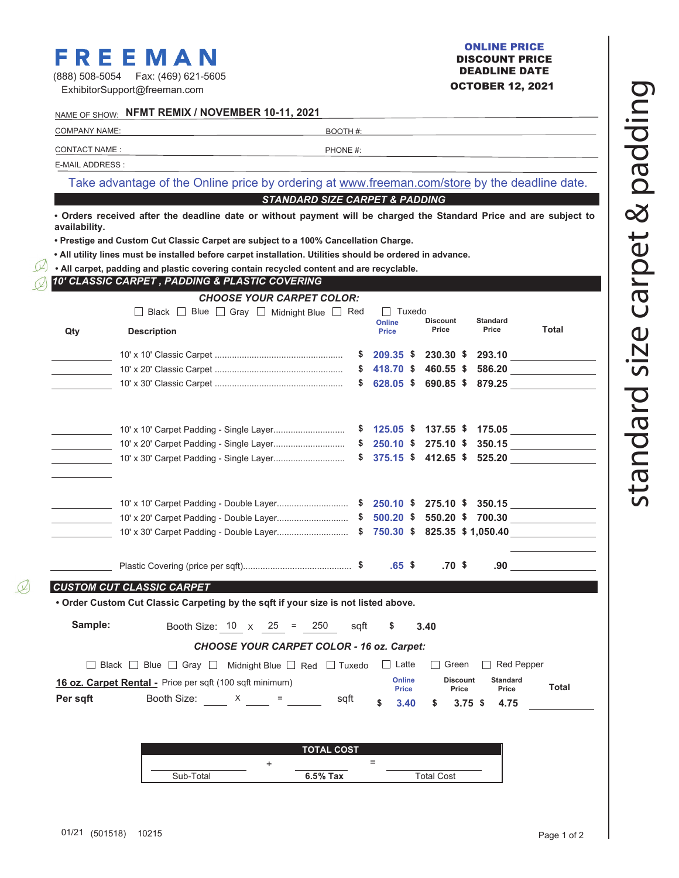# FREEMAN

(888) 508-5054 Fax: (469) 621-5605
ExhibitorSupport@freeman.com

**ONLINE PRICE**
**DISCOUNT PRICE**
**DEADLINE DATE**
**OCTOBER 12, 2021**

standard size carpet & padding

NAME OF SHOW: **NFMT REMIX / NOVEMBER 10-11, 2021**

COMPANY NAME: BOOTH #:

CONTACT NAME : PHONE #:

E-MAIL ADDRESS :

Take advantage of the Online price by ordering at www.freeman.com/store by the deadline date.

## *STANDARD SIZE CARPET & PADDING*

- **Orders received after the deadline date or without payment will be charged the Standard Price and are subject to availability.**
- **Prestige and Custom Cut Classic Carpet are subject to a 100% Cancellation Charge.**
- **All utility lines must be installed before carpet installation. Utilities should be ordered in advance.**
- **All carpet, padding and plastic covering contain recycled content and are recyclable.**

## *10' CLASSIC CARPET , PADDING & PLASTIC COVERING*

***CHOOSE YOUR CARPET COLOR:***

☐ Black ☐ Blue ☐ Gray ☐ Midnight Blue ☐ Red ☐ Tuxedo

| Qty | Description | Online Price | Discount Price | Standard Price | Total |
|---|---|---|---|---|---|
| | 10' x 10' Classic Carpet | $ 209.35 | $ 230.30 | $ 293.10 | |
| | 10' x 20' Classic Carpet | $ 418.70 | $ 460.55 | $ 586.20 | |
| | 10' x 30' Classic Carpet | $ 628.05 | $ 690.85 | $ 879.25 | |
| | 10' x 10' Carpet Padding - Single Layer | $ 125.05 | $ 137.55 | $ 175.05 | |
| | 10' x 20' Carpet Padding - Single Layer | $ 250.10 | $ 275.10 | $ 350.15 | |
| | 10' x 30' Carpet Padding - Single Layer | $ 375.15 | $ 412.65 | $ 525.20 | |
| | 10' x 10' Carpet Padding - Double Layer | $ 250.10 | $ 275.10 | $ 350.15 | |
| | 10' x 20' Carpet Padding - Double Layer | $ 500.20 | $ 550.20 | $ 700.30 | |
| | 10' x 30' Carpet Padding - Double Layer | $ 750.30 | $ 825.35 | $ 1,050.40 | |
| | Plastic Covering (price per sqft) | $ .65 | $ .70 | $ .90 | |

## *CUSTOM CUT CLASSIC CARPET*

- **Order Custom Cut Classic Carpeting by the sqft if your size is not listed above.**

**Sample:** Booth Size: 10 x 25 = 250 sqft $ **3.40**

***CHOOSE YOUR CARPET COLOR - 16 oz. Carpet:***

☐ Black ☐ Blue ☐ Gray ☐ Midnight Blue ☐ Red ☐ Tuxedo ☐ Latte ☐ Green ☐ Red Pepper

| **16 oz. Carpet Rental -** Price per sqft (100 sqft minimum) | Online Price | Discount Price | Standard Price | Total |
|---|---|---|---|---|
| **Per sqft** Booth Size: ____ x ____ = ____ sqft | $ 3.40 | $ 3.75 | $ 4.75 | |

| TOTAL COST | | | | |
|---|---|---|---|---|
| Sub-Total | + | **6.5% Tax** | = | Total Cost |

01/21 (501518) 10215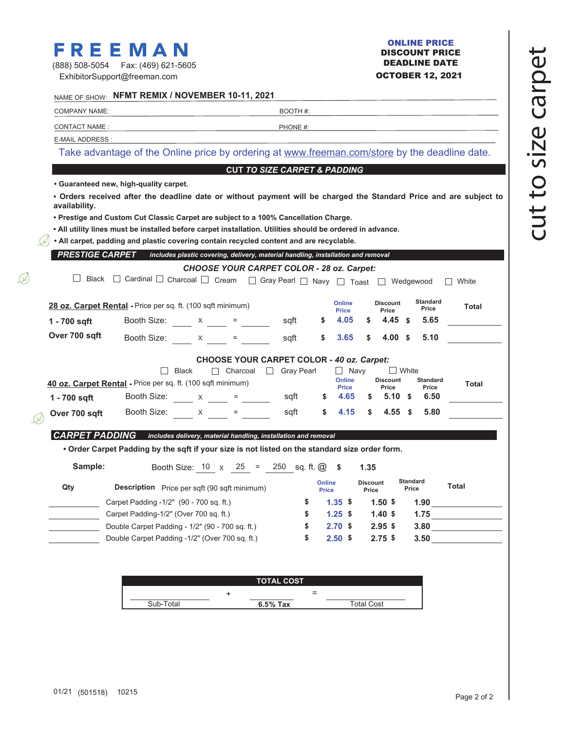# FREEMAN

(888) 508-5054  Fax: (469) 621-5605
ExhibitorSupport@freeman.com

**ONLINE PRICE**
**DISCOUNT PRICE**
**DEADLINE DATE**
**OCTOBER 12, 2021**

cut to size carpet

NAME OF SHOW: **NFMT REMIX / NOVEMBER 10-11, 2021**

COMPANY NAME: ______________________ BOOTH #: ______________________

CONTACT NAME : ______________________ PHONE #: ______________________

E-MAIL ADDRESS : ______________________

Take advantage of the Online price by ordering at www.freeman.com/store by the deadline date.

## CUT *TO SIZE CARPET* & PADDING

- **Guaranteed new, high-quality carpet.**
- **Orders received after the deadline date or without payment will be charged the Standard Price and are subject to availability.**
- **Prestige and Custom Cut Classic Carpet are subject to a 100% Cancellation Charge.**
- **All utility lines must be installed before carpet installation. Utilities should be ordered in advance.**
- **All carpet, padding and plastic covering contain recycled content and are recyclable.**

## *PRESTIGE CARPET* *includes plastic covering, delivery, material handling, installation and removal*

### *CHOOSE YOUR CARPET COLOR - 28 oz. Carpet:*

☐ Black ☐ Cardinal ☐ Charcoal ☐ Cream ☐ Gray Pearl ☐ Navy ☐ Toast ☐ Wedgewood ☐ White

**28 oz. Carpet Rental** - Price per sq. ft. (100 sqft minimum)

| | | | Online Price | Discount Price | Standard Price | Total |
|---|---|---|---|---|---|---|
| **1 - 700 sqft** | Booth Size: ____ x ____ = ______ | sqft | $ 4.05 | $ 4.45 | $ 5.65 | ________ |
| **Over 700 sqft** | Booth Size: ____ x ____ = ______ | sqft | $ 3.65 | $ 4.00 | $ 5.10 | ________ |

### CHOOSE YOUR CARPET COLOR - *40 oz. Carpet:*

☐ Black ☐ Charcoal ☐ Gray Pearl ☐ Navy ☐ White

**40 oz. Carpet Rental** - Price per sq. ft. (100 sqft minimum)

| | | | Online Price | Discount Price | Standard Price | Total |
|---|---|---|---|---|---|---|
| **1 - 700 sqft** | Booth Size: ____ x ____ = ______ | sqft | $ 4.65 | $ 5.10 | $ 6.50 | ________ |
| **Over 700 sqft** | Booth Size: ____ x ____ = ______ | sqft | $ 4.15 | $ 4.55 | $ 5.80 | ________ |

## *CARPET PADDING* *includes delivery, material handling, installation and removal*

- **Order Carpet Padding by the sqft if your size is not listed on the standard size order form.**

**Sample:** Booth Size: 10 x 25 = 250 sq. ft. @ $ 1.35

| Qty | Description Price per sqft (90 sqft minimum) | Online Price | Discount Price | Standard Price | Total |
|---|---|---|---|---|---|
| ________ | Carpet Padding -1/2" (90 - 700 sq. ft.) | $ 1.35 | $ 1.50 | $ 1.90 | ________ |
| ________ | Carpet Padding-1/2" (Over 700 sq. ft.) | $ 1.25 | $ 1.40 | $ 1.75 | ________ |
| ________ | Double Carpet Padding - 1/2" (90 - 700 sq. ft.) | $ 2.70 | $ 2.95 | $ 3.80 | ________ |
| ________ | Double Carpet Padding -1/2" (Over 700 sq. ft.) | $ 2.50 | $ 2.75 | $ 3.50 | ________ |

| TOTAL COST | | | | |
|---|---|---|---|---|
| ________ | + | ________ | = | ________ |
| Sub-Total | | **6.5% Tax** | | Total Cost |

01/21 (501518) 10215